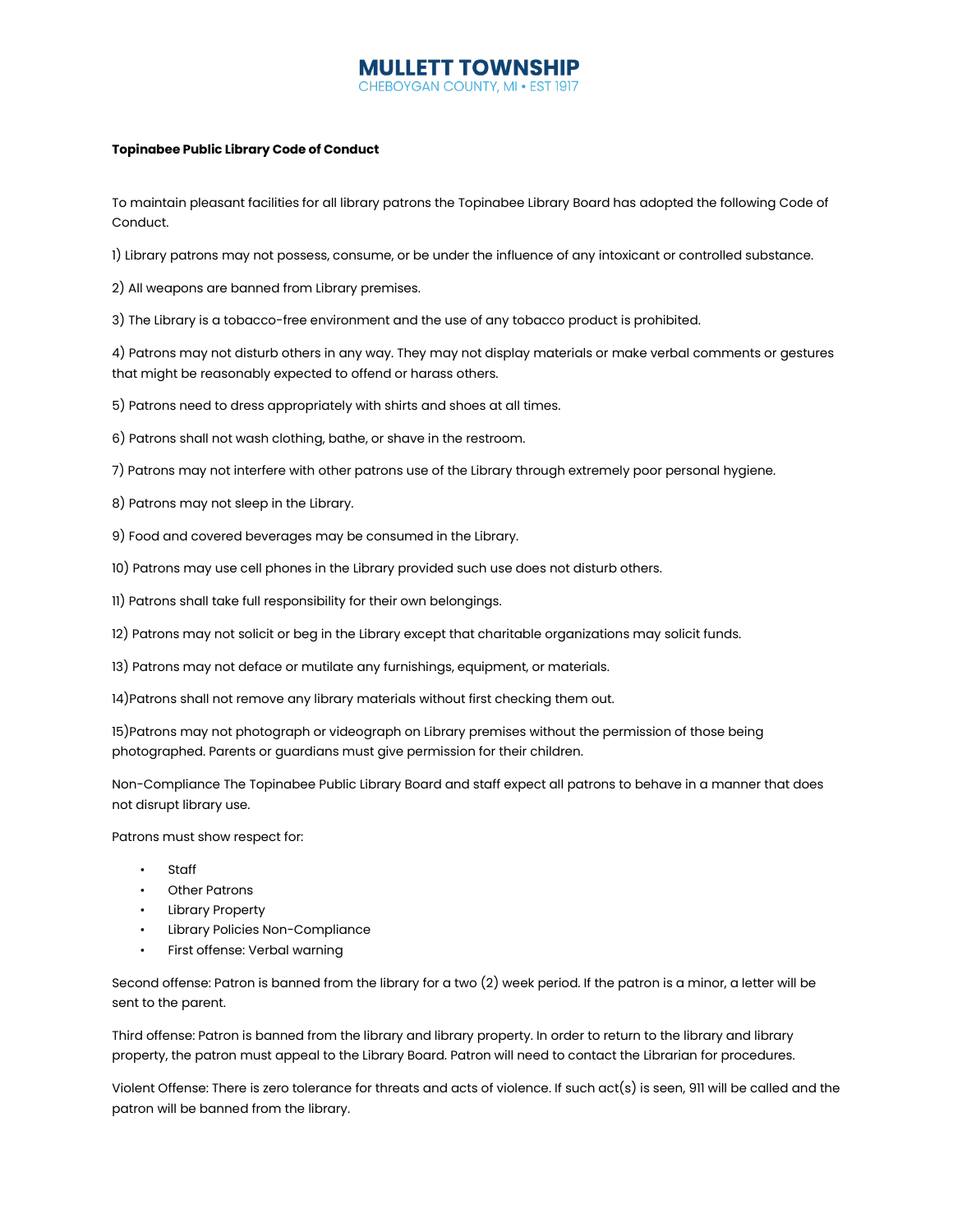# MULLETT TOWNSHIP

CHEBOYGAN COUNTY, MI • EST 1917

**Topinabee Public Library Code of Conduct**

To maintain pleasant facilities for all library patrons the Topinabee Library Board has adopted the following Code of Conduct.

1) Library patrons may not possess, consume, or be under the influence of any intoxicant or controlled substance.

2) All weapons are banned from Library premises.

3) The Library is a tobacco-free environment and the use of any tobacco product is prohibited.

4) Patrons may not disturb others in any way. They may not display materials or make verbal comments or gestures that might be reasonably expected to offend or harass others.

5) Patrons need to dress appropriately with shirts and shoes at all times.

6) Patrons shall not wash clothing, bathe, or shave in the restroom.

7) Patrons may not interfere with other patrons use of the Library through extremely poor personal hygiene.

8) Patrons may not sleep in the Library.

9) Food and covered beverages may be consumed in the Library.

10) Patrons may use cell phones in the Library provided such use does not disturb others.

11) Patrons shall take full responsibility for their own belongings.

12) Patrons may not solicit or beg in the Library except that charitable organizations may solicit funds.

13) Patrons may not deface or mutilate any furnishings, equipment, or materials.

14)Patrons shall not remove any library materials without first checking them out.

15)Patrons may not photograph or videograph on Library premises without the permission of those being photographed. Parents or guardians must give permission for their children.

Non-Compliance The Topinabee Public Library Board and staff expect all patrons to behave in a manner that does not disrupt library use.

Patrons must show respect for:

- Staff
- Other Patrons
- Library Property
- Library Policies Non-Compliance
- First offense: Verbal warning

Second offense: Patron is banned from the library for a two (2) week period. If the patron is a minor, a letter will be sent to the parent.

Third offense: Patron is banned from the library and library property. In order to return to the library and library property, the patron must appeal to the Library Board. Patron will need to contact the Librarian for procedures.

Violent Offense: There is zero tolerance for threats and acts of violence. If such act(s) is seen, 911 will be called and the patron will be banned from the library.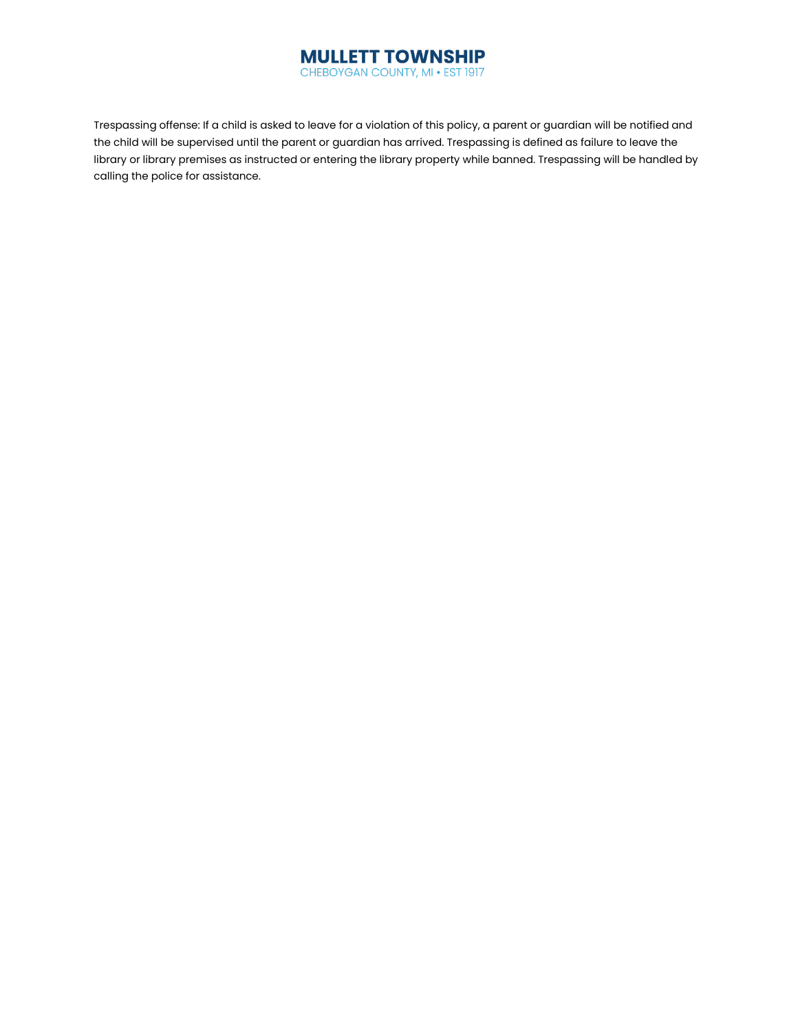Trespassing offense: If a child is asked to leave for a violation of this policy, a parent or guardian will be notified and the child will be supervised until the parent or guardian has arrived. Trespassing is defined as failure to leave the library or library premises as instructed or entering the library property while banned. Trespassing will be handled by calling the police for assistance.